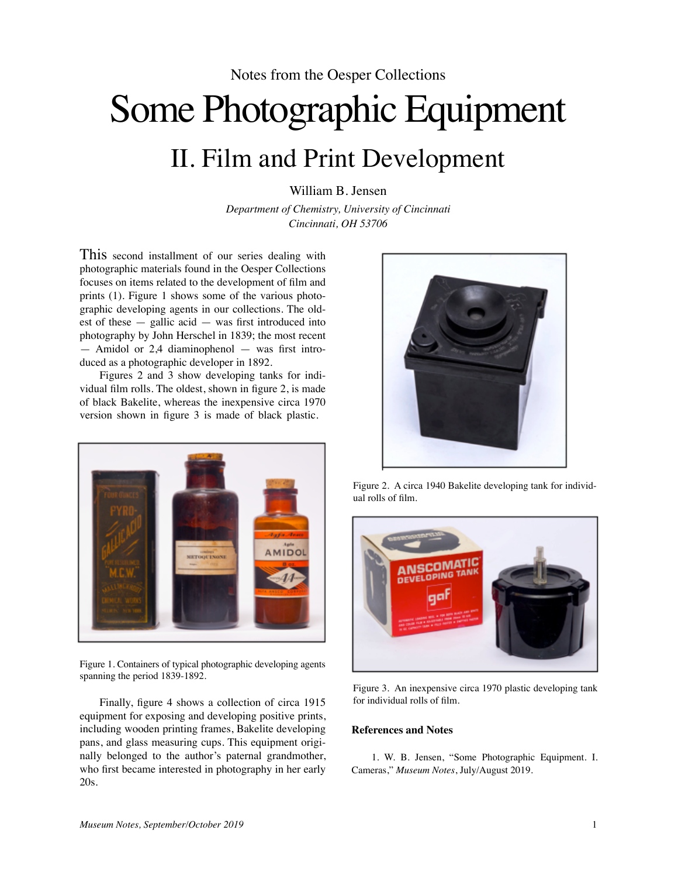Notes from the Oesper Collections

# Some Photographic Equipment

## II. Film and Print Development

William B. Jensen

*Department of Chemistry, University of Cincinnati*
*Cincinnati, OH 53706*

This second installment of our series dealing with photographic materials found in the Oesper Collections focuses on items related to the development of film and prints (1). Figure 1 shows some of the various photographic developing agents in our collections. The oldest of these — gallic acid — was first introduced into photography by John Herschel in 1839; the most recent — Amidol or 2,4 diaminophenol — was first introduced as a photographic developer in 1892.

Figures 2 and 3 show developing tanks for individual film rolls. The oldest, shown in figure 2, is made of black Bakelite, whereas the inexpensive circa 1970 version shown in figure 3 is made of black plastic.

Figure 1. Containers of typical photographic developing agents spanning the period 1839-1892.

Finally, figure 4 shows a collection of circa 1915 equipment for exposing and developing positive prints, including wooden printing frames, Bakelite developing pans, and glass measuring cups. This equipment originally belonged to the author's paternal grandmother, who first became interested in photography in her early 20s.

Figure 2. A circa 1940 Bakelite developing tank for individual rolls of film.

Figure 3. An inexpensive circa 1970 plastic developing tank for individual rolls of film.

### References and Notes

1. W. B. Jensen, "Some Photographic Equipment. I. Cameras," *Museum Notes*, July/August 2019.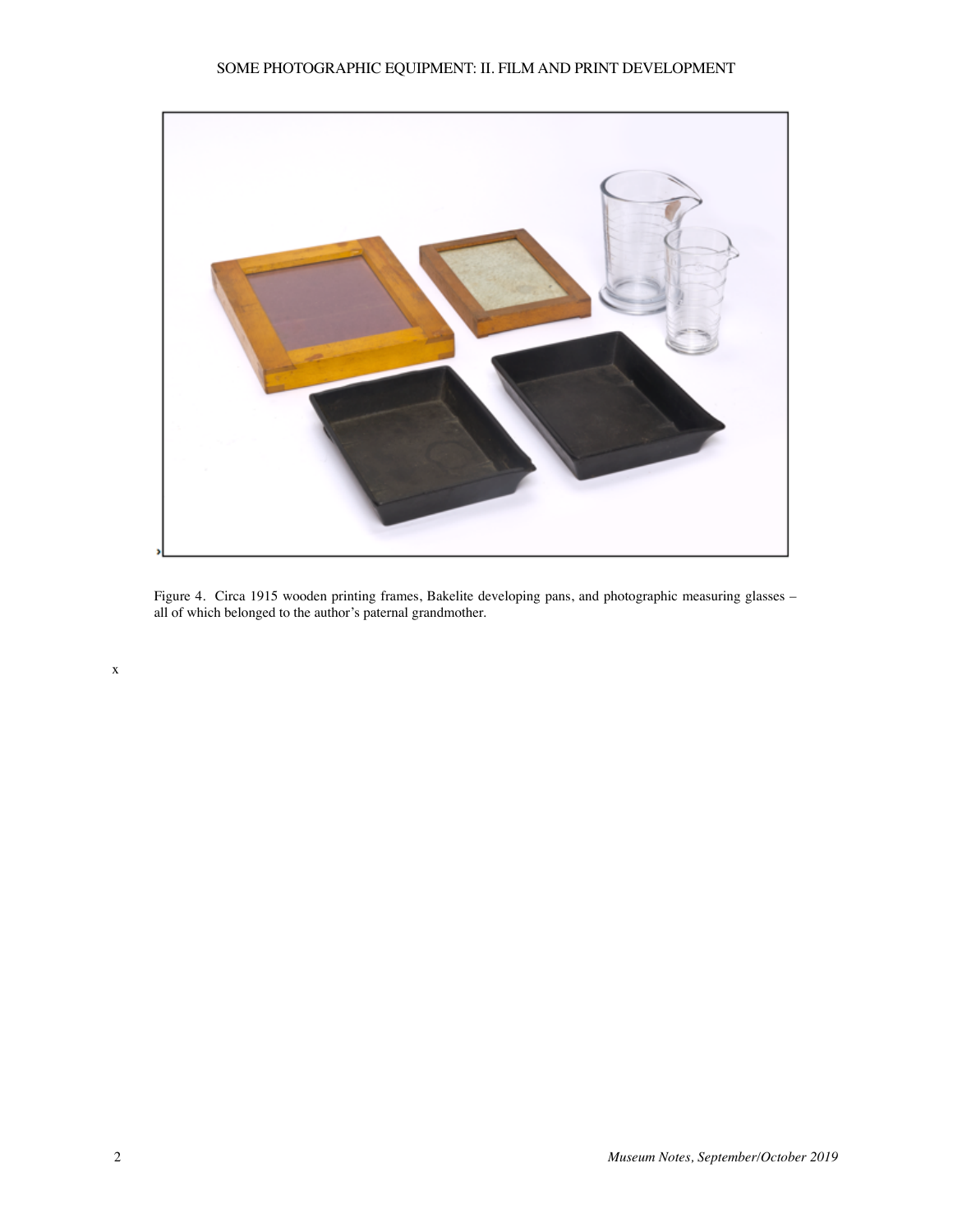Figure 4. Circa 1915 wooden printing frames, Bakelite developing pans, and photographic measuring glasses – all of which belonged to the author's paternal grandmother.

x